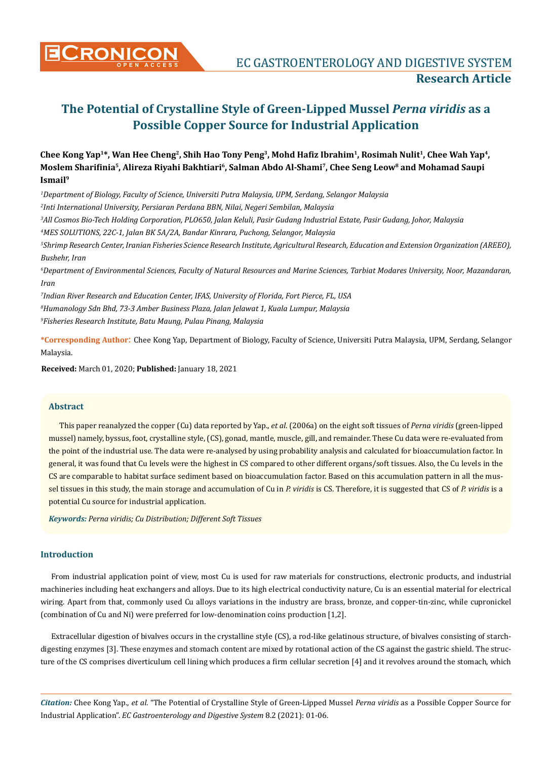# The Potential of Crystalline Style of Green-Lipped Mussel *Perna viridis* as a Possible Copper Source for Industrial Application

**Chee Kong Yap[1]*, Wan Hee Cheng[2], Shih Hao Tony Peng[3], Mohd Hafiz Ibrahim[1], Rosimah Nulit[1], Chee Wah Yap[4], Moslem Sharifinia[5], Alireza Riyahi Bakhtiari[6], Salman Abdo Al-Shami[7], Chee Seng Leow[8] and Mohamad Saupi Ismail[9]**

*[1]Department of Biology, Faculty of Science, Universiti Putra Malaysia, UPM, Serdang, Selangor Malaysia*

*[2]Inti International University, Persiaran Perdana BBN, Nilai, Negeri Sembilan, Malaysia*

*[3]All Cosmos Bio-Tech Holding Corporation, PLO650, Jalan Keluli, Pasir Gudang Industrial Estate, Pasir Gudang, Johor, Malaysia*

*[4]MES SOLUTIONS, 22C-1, Jalan BK 5A/2A, Bandar Kinrara, Puchong, Selangor, Malaysia*

*[5]Shrimp Research Center, Iranian Fisheries Science Research Institute, Agricultural Research, Education and Extension Organization (AREEO), Bushehr, Iran*

*[6]Department of Environmental Sciences, Faculty of Natural Resources and Marine Sciences, Tarbiat Modares University, Noor, Mazandaran, Iran*

*[7]Indian River Research and Education Center, IFAS, University of Florida, Fort Pierce, FL, USA*

*[8]Humanology Sdn Bhd, 73-3 Amber Business Plaza, Jalan Jelawat 1, Kuala Lumpur, Malaysia*

*[9]Fisheries Research Institute, Batu Maung, Pulau Pinang, Malaysia*

**\*Corresponding Author:** Chee Kong Yap, Department of Biology, Faculty of Science, Universiti Putra Malaysia, UPM, Serdang, Selangor Malaysia.

**Received:** March 01, 2020; **Published:** January 18, 2021

## Abstract

This paper reanalyzed the copper (Cu) data reported by Yap., *et al*. (2006a) on the eight soft tissues of *Perna viridis* (green-lipped mussel) namely, byssus, foot, crystalline style, (CS), gonad, mantle, muscle, gill, and remainder. These Cu data were re-evaluated from the point of the industrial use. The data were re-analysed by using probability analysis and calculated for bioaccumulation factor. In general, it was found that Cu levels were the highest in CS compared to other different organs/soft tissues. Also, the Cu levels in the CS are comparable to habitat surface sediment based on bioaccumulation factor. Based on this accumulation pattern in all the mussel tissues in this study, the main storage and accumulation of Cu in *P. viridis* is CS. Therefore, it is suggested that CS of *P. viridis* is a potential Cu source for industrial application.

***Keywords:*** *Perna viridis; Cu Distribution; Different Soft Tissues*

## Introduction

From industrial application point of view, most Cu is used for raw materials for constructions, electronic products, and industrial machineries including heat exchangers and alloys. Due to its high electrical conductivity nature, Cu is an essential material for electrical wiring. Apart from that, commonly used Cu alloys variations in the industry are brass, bronze, and copper-tin-zinc, while cupronickel (combination of Cu and Ni) were preferred for low-denomination coins production [1,2].

Extracellular digestion of bivalves occurs in the crystalline style (CS), a rod-like gelatinous structure, of bivalves consisting of starch-digesting enzymes [3]. These enzymes and stomach content are mixed by rotational action of the CS against the gastric shield. The structure of the CS comprises diverticulum cell lining which produces a firm cellular secretion [4] and it revolves around the stomach, which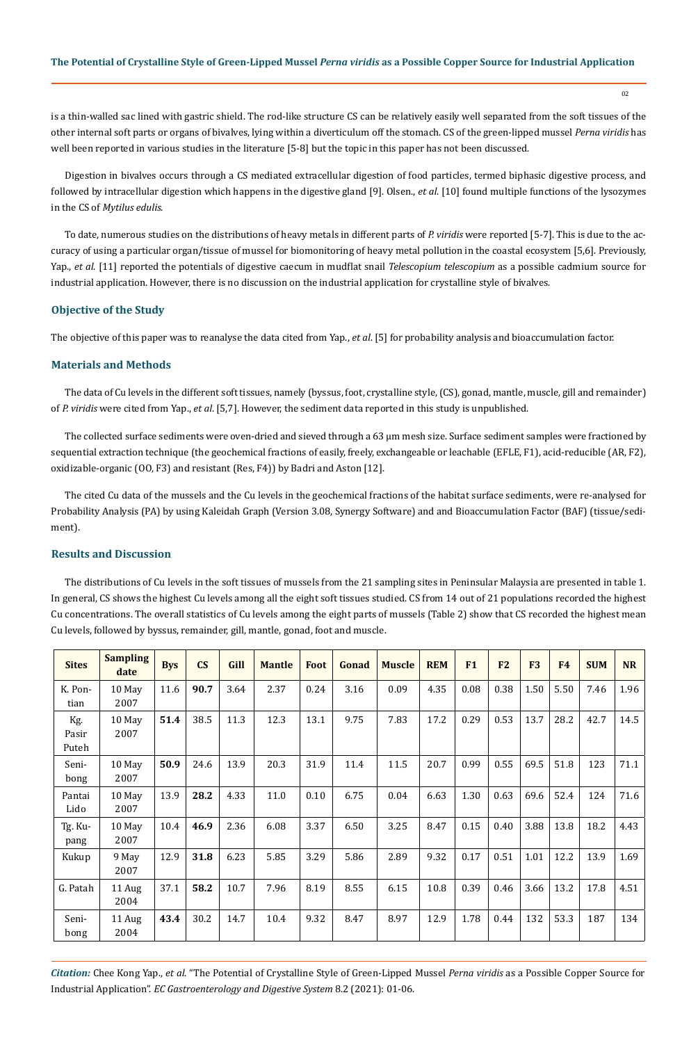is a thin-walled sac lined with gastric shield. The rod-like structure CS can be relatively easily well separated from the soft tissues of the other internal soft parts or organs of bivalves, lying within a diverticulum off the stomach. CS of the green-lipped mussel *Perna viridis* has well been reported in various studies in the literature [5-8] but the topic in this paper has not been discussed.

Digestion in bivalves occurs through a CS mediated extracellular digestion of food particles, termed biphasic digestive process, and followed by intracellular digestion which happens in the digestive gland [9]. Olsen., *et al*. [10] found multiple functions of the lysozymes in the CS of *Mytilus edulis*.

To date, numerous studies on the distributions of heavy metals in different parts of *P. viridis* were reported [5-7]. This is due to the accuracy of using a particular organ/tissue of mussel for biomonitoring of heavy metal pollution in the coastal ecosystem [5,6]. Previously, Yap., *et al*. [11] reported the potentials of digestive caecum in mudflat snail *Telescopium telescopium* as a possible cadmium source for industrial application. However, there is no discussion on the industrial application for crystalline style of bivalves.

## Objective of the Study

The objective of this paper was to reanalyse the data cited from Yap., *et al*. [5] for probability analysis and bioaccumulation factor.

## Materials and Methods

The data of Cu levels in the different soft tissues, namely (byssus, foot, crystalline style, (CS), gonad, mantle, muscle, gill and remainder) of *P. viridis* were cited from Yap., *et al*. [5,7]. However, the sediment data reported in this study is unpublished.

The collected surface sediments were oven-dried and sieved through a 63 µm mesh size. Surface sediment samples were fractioned by sequential extraction technique (the geochemical fractions of easily, freely, exchangeable or leachable (EFLE, F1), acid-reducible (AR, F2), oxidizable-organic (OO, F3) and resistant (Res, F4)) by Badri and Aston [12].

The cited Cu data of the mussels and the Cu levels in the geochemical fractions of the habitat surface sediments, were re-analysed for Probability Analysis (PA) by using Kaleidah Graph (Version 3.08, Synergy Software) and and Bioaccumulation Factor (BAF) (tissue/sediment).

## Results and Discussion

The distributions of Cu levels in the soft tissues of mussels from the 21 sampling sites in Peninsular Malaysia are presented in table 1. In general, CS shows the highest Cu levels among all the eight soft tissues studied. CS from 14 out of 21 populations recorded the highest Cu concentrations. The overall statistics of Cu levels among the eight parts of mussels (Table 2) show that CS recorded the highest mean Cu levels, followed by byssus, remainder, gill, mantle, gonad, foot and muscle.

| Sites | Sampling date | Bys | CS | Gill | Mantle | Foot | Gonad | Muscle | REM | F1 | F2 | F3 | F4 | SUM | NR |
|---|---|---|---|---|---|---|---|---|---|---|---|---|---|---|---|
| K. Pontian | 10 May 2007 | 11.6 | **90.7** | 3.64 | 2.37 | 0.24 | 3.16 | 0.09 | 4.35 | 0.08 | 0.38 | 1.50 | 5.50 | 7.46 | 1.96 |
| Kg. Pasir Puteh | 10 May 2007 | **51.4** | 38.5 | 11.3 | 12.3 | 13.1 | 9.75 | 7.83 | 17.2 | 0.29 | 0.53 | 13.7 | 28.2 | 42.7 | 14.5 |
| Senibong | 10 May 2007 | **50.9** | 24.6 | 13.9 | 20.3 | 31.9 | 11.4 | 11.5 | 20.7 | 0.99 | 0.55 | 69.5 | 51.8 | 123 | 71.1 |
| Pantai Lido | 10 May 2007 | 13.9 | **28.2** | 4.33 | 11.0 | 0.10 | 6.75 | 0.04 | 6.63 | 1.30 | 0.63 | 69.6 | 52.4 | 124 | 71.6 |
| Tg. Kupang | 10 May 2007 | 10.4 | **46.9** | 2.36 | 6.08 | 3.37 | 6.50 | 3.25 | 8.47 | 0.15 | 0.40 | 3.88 | 13.8 | 18.2 | 4.43 |
| Kukup | 9 May 2007 | 12.9 | **31.8** | 6.23 | 5.85 | 3.29 | 5.86 | 2.89 | 9.32 | 0.17 | 0.51 | 1.01 | 12.2 | 13.9 | 1.69 |
| G. Patah | 11 Aug 2004 | 37.1 | **58.2** | 10.7 | 7.96 | 8.19 | 8.55 | 6.15 | 10.8 | 0.39 | 0.46 | 3.66 | 13.2 | 17.8 | 4.51 |
| Senibong | 11 Aug 2004 | **43.4** | 30.2 | 14.7 | 10.4 | 9.32 | 8.47 | 8.97 | 12.9 | 1.78 | 0.44 | 132 | 53.3 | 187 | 134 |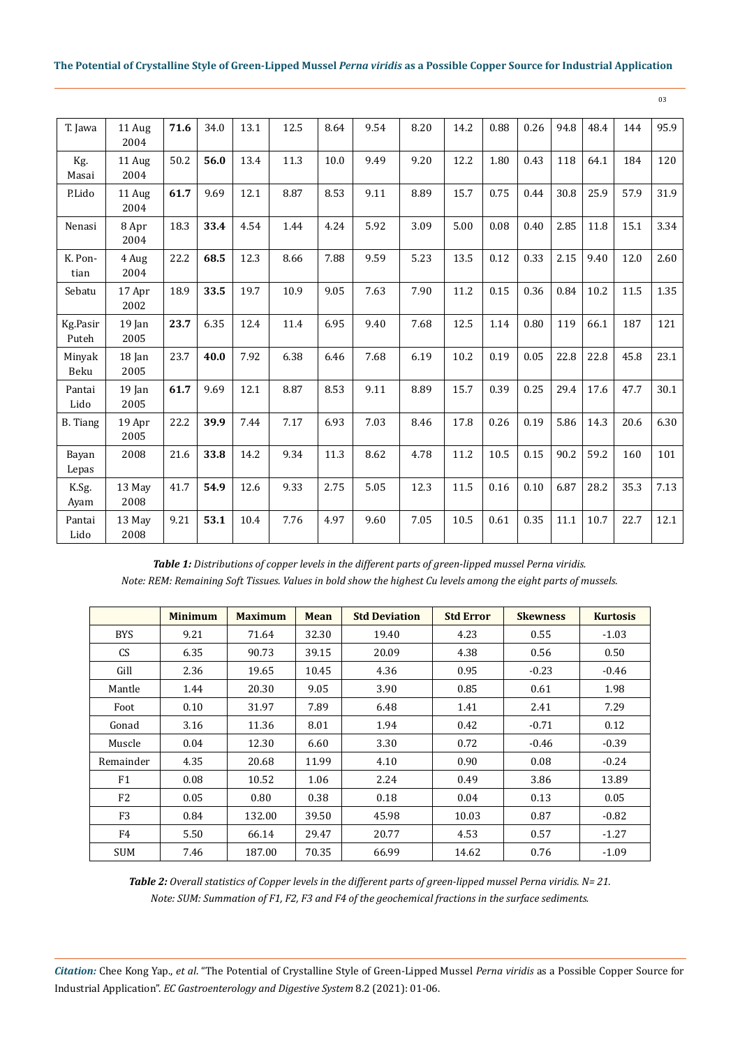| T. Jawa | 11 Aug 2004 | **71.6** | 34.0 | 13.1 | 12.5 | 8.64 | 9.54 | 8.20 | 14.2 | 0.88 | 0.26 | 94.8 | 48.4 | 144 | 95.9 |
|---|---|---|---|---|---|---|---|---|---|---|---|---|---|---|---|
| Kg. Masai | 11 Aug 2004 | 50.2 | **56.0** | 13.4 | 11.3 | 10.0 | 9.49 | 9.20 | 12.2 | 1.80 | 0.43 | 118 | 64.1 | 184 | 120 |
| P.Lido | 11 Aug 2004 | **61.7** | 9.69 | 12.1 | 8.87 | 8.53 | 9.11 | 8.89 | 15.7 | 0.75 | 0.44 | 30.8 | 25.9 | 57.9 | 31.9 |
| Nenasi | 8 Apr 2004 | 18.3 | **33.4** | 4.54 | 1.44 | 4.24 | 5.92 | 3.09 | 5.00 | 0.08 | 0.40 | 2.85 | 11.8 | 15.1 | 3.34 |
| K. Pontian | 4 Aug 2004 | 22.2 | **68.5** | 12.3 | 8.66 | 7.88 | 9.59 | 5.23 | 13.5 | 0.12 | 0.33 | 2.15 | 9.40 | 12.0 | 2.60 |
| Sebatu | 17 Apr 2002 | 18.9 | **33.5** | 19.7 | 10.9 | 9.05 | 7.63 | 7.90 | 11.2 | 0.15 | 0.36 | 0.84 | 10.2 | 11.5 | 1.35 |
| Kg.Pasir Puteh | 19 Jan 2005 | **23.7** | 6.35 | 12.4 | 11.4 | 6.95 | 9.40 | 7.68 | 12.5 | 1.14 | 0.80 | 119 | 66.1 | 187 | 121 |
| Minyak Beku | 18 Jan 2005 | 23.7 | **40.0** | 7.92 | 6.38 | 6.46 | 7.68 | 6.19 | 10.2 | 0.19 | 0.05 | 22.8 | 22.8 | 45.8 | 23.1 |
| Pantai Lido | 19 Jan 2005 | **61.7** | 9.69 | 12.1 | 8.87 | 8.53 | 9.11 | 8.89 | 15.7 | 0.39 | 0.25 | 29.4 | 17.6 | 47.7 | 30.1 |
| B. Tiang | 19 Apr 2005 | 22.2 | **39.9** | 7.44 | 7.17 | 6.93 | 7.03 | 8.46 | 17.8 | 0.26 | 0.19 | 5.86 | 14.3 | 20.6 | 6.30 |
| Bayan Lepas | 2008 | 21.6 | **33.8** | 14.2 | 9.34 | 11.3 | 8.62 | 4.78 | 11.2 | 10.5 | 0.15 | 90.2 | 59.2 | 160 | 101 |
| K.Sg. Ayam | 13 May 2008 | 41.7 | **54.9** | 12.6 | 9.33 | 2.75 | 5.05 | 12.3 | 11.5 | 0.16 | 0.10 | 6.87 | 28.2 | 35.3 | 7.13 |
| Pantai Lido | 13 May 2008 | 9.21 | **53.1** | 10.4 | 7.76 | 4.97 | 9.60 | 7.05 | 10.5 | 0.61 | 0.35 | 11.1 | 10.7 | 22.7 | 12.1 |

***Table 1:*** *Distributions of copper levels in the different parts of green-lipped mussel Perna viridis.*
*Note: REM: Remaining Soft Tissues. Values in bold show the highest Cu levels among the eight parts of mussels.*

| | Minimum | Maximum | Mean | Std Deviation | Std Error | Skewness | Kurtosis |
|---|---|---|---|---|---|---|---|
| BYS | 9.21 | 71.64 | 32.30 | 19.40 | 4.23 | 0.55 | -1.03 |
| CS | 6.35 | 90.73 | 39.15 | 20.09 | 4.38 | 0.56 | 0.50 |
| Gill | 2.36 | 19.65 | 10.45 | 4.36 | 0.95 | -0.23 | -0.46 |
| Mantle | 1.44 | 20.30 | 9.05 | 3.90 | 0.85 | 0.61 | 1.98 |
| Foot | 0.10 | 31.97 | 7.89 | 6.48 | 1.41 | 2.41 | 7.29 |
| Gonad | 3.16 | 11.36 | 8.01 | 1.94 | 0.42 | -0.71 | 0.12 |
| Muscle | 0.04 | 12.30 | 6.60 | 3.30 | 0.72 | -0.46 | -0.39 |
| Remainder | 4.35 | 20.68 | 11.99 | 4.10 | 0.90 | 0.08 | -0.24 |
| F1 | 0.08 | 10.52 | 1.06 | 2.24 | 0.49 | 3.86 | 13.89 |
| F2 | 0.05 | 0.80 | 0.38 | 0.18 | 0.04 | 0.13 | 0.05 |
| F3 | 0.84 | 132.00 | 39.50 | 45.98 | 10.03 | 0.87 | -0.82 |
| F4 | 5.50 | 66.14 | 29.47 | 20.77 | 4.53 | 0.57 | -1.27 |
| SUM | 7.46 | 187.00 | 70.35 | 66.99 | 14.62 | 0.76 | -1.09 |

***Table 2:*** *Overall statistics of Copper levels in the different parts of green-lipped mussel Perna viridis. N= 21.*
*Note: SUM: Summation of F1, F2, F3 and F4 of the geochemical fractions in the surface sediments.*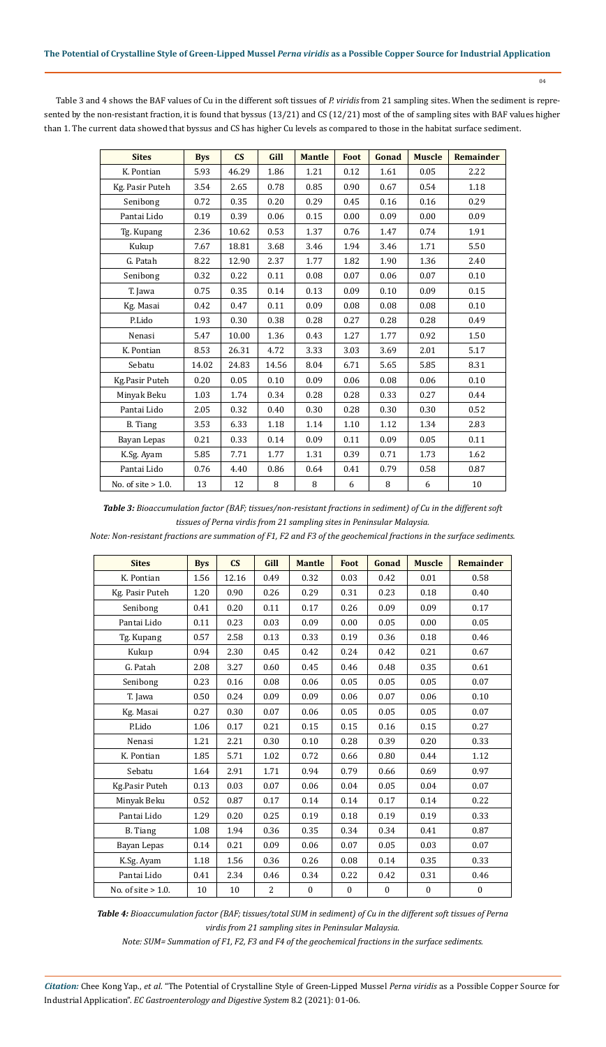Table 3 and 4 shows the BAF values of Cu in the different soft tissues of *P. viridis* from 21 sampling sites. When the sediment is represented by the non-resistant fraction, it is found that byssus (13/21) and CS (12/21) most of the sampling sites with BAF values higher than 1. The current data showed that byssus and CS has higher Cu levels as compared to those in the habitat surface sediment.

| Sites | Bys | CS | Gill | Mantle | Foot | Gonad | Muscle | Remainder |
|---|---|---|---|---|---|---|---|---|
| K. Pontian | 5.93 | 46.29 | 1.86 | 1.21 | 0.12 | 1.61 | 0.05 | 2.22 |
| Kg. Pasir Puteh | 3.54 | 2.65 | 0.78 | 0.85 | 0.90 | 0.67 | 0.54 | 1.18 |
| Senibong | 0.72 | 0.35 | 0.20 | 0.29 | 0.45 | 0.16 | 0.16 | 0.29 |
| Pantai Lido | 0.19 | 0.39 | 0.06 | 0.15 | 0.00 | 0.09 | 0.00 | 0.09 |
| Tg. Kupang | 2.36 | 10.62 | 0.53 | 1.37 | 0.76 | 1.47 | 0.74 | 1.91 |
| Kukup | 7.67 | 18.81 | 3.68 | 3.46 | 1.94 | 3.46 | 1.71 | 5.50 |
| G. Patah | 8.22 | 12.90 | 2.37 | 1.77 | 1.82 | 1.90 | 1.36 | 2.40 |
| Senibong | 0.32 | 0.22 | 0.11 | 0.08 | 0.07 | 0.06 | 0.07 | 0.10 |
| T. Jawa | 0.75 | 0.35 | 0.14 | 0.13 | 0.09 | 0.10 | 0.09 | 0.15 |
| Kg. Masai | 0.42 | 0.47 | 0.11 | 0.09 | 0.08 | 0.08 | 0.08 | 0.10 |
| P.Lido | 1.93 | 0.30 | 0.38 | 0.28 | 0.27 | 0.28 | 0.28 | 0.49 |
| Nenasi | 5.47 | 10.00 | 1.36 | 0.43 | 1.27 | 1.77 | 0.92 | 1.50 |
| K. Pontian | 8.53 | 26.31 | 4.72 | 3.33 | 3.03 | 3.69 | 2.01 | 5.17 |
| Sebatu | 14.02 | 24.83 | 14.56 | 8.04 | 6.71 | 5.65 | 5.85 | 8.31 |
| Kg.Pasir Puteh | 0.20 | 0.05 | 0.10 | 0.09 | 0.06 | 0.08 | 0.06 | 0.10 |
| Minyak Beku | 1.03 | 1.74 | 0.34 | 0.28 | 0.28 | 0.33 | 0.27 | 0.44 |
| Pantai Lido | 2.05 | 0.32 | 0.40 | 0.30 | 0.28 | 0.30 | 0.30 | 0.52 |
| B. Tiang | 3.53 | 6.33 | 1.18 | 1.14 | 1.10 | 1.12 | 1.34 | 2.83 |
| Bayan Lepas | 0.21 | 0.33 | 0.14 | 0.09 | 0.11 | 0.09 | 0.05 | 0.11 |
| K.Sg. Ayam | 5.85 | 7.71 | 1.77 | 1.31 | 0.39 | 0.71 | 1.73 | 1.62 |
| Pantai Lido | 0.76 | 4.40 | 0.86 | 0.64 | 0.41 | 0.79 | 0.58 | 0.87 |
| No. of site > 1.0. | 13 | 12 | 8 | 8 | 6 | 8 | 6 | 10 |

***Table 3:** Bioaccumulation factor (BAF; tissues/non-resistant fractions in sediment) of Cu in the different soft tissues of Perna virdis from 21 sampling sites in Peninsular Malaysia.*

*Note: Non-resistant fractions are summation of F1, F2 and F3 of the geochemical fractions in the surface sediments.*

| Sites | Bys | CS | Gill | Mantle | Foot | Gonad | Muscle | Remainder |
|---|---|---|---|---|---|---|---|---|
| K. Pontian | 1.56 | 12.16 | 0.49 | 0.32 | 0.03 | 0.42 | 0.01 | 0.58 |
| Kg. Pasir Puteh | 1.20 | 0.90 | 0.26 | 0.29 | 0.31 | 0.23 | 0.18 | 0.40 |
| Senibong | 0.41 | 0.20 | 0.11 | 0.17 | 0.26 | 0.09 | 0.09 | 0.17 |
| Pantai Lido | 0.11 | 0.23 | 0.03 | 0.09 | 0.00 | 0.05 | 0.00 | 0.05 |
| Tg. Kupang | 0.57 | 2.58 | 0.13 | 0.33 | 0.19 | 0.36 | 0.18 | 0.46 |
| Kukup | 0.94 | 2.30 | 0.45 | 0.42 | 0.24 | 0.42 | 0.21 | 0.67 |
| G. Patah | 2.08 | 3.27 | 0.60 | 0.45 | 0.46 | 0.48 | 0.35 | 0.61 |
| Senibong | 0.23 | 0.16 | 0.08 | 0.06 | 0.05 | 0.05 | 0.05 | 0.07 |
| T. Jawa | 0.50 | 0.24 | 0.09 | 0.09 | 0.06 | 0.07 | 0.06 | 0.10 |
| Kg. Masai | 0.27 | 0.30 | 0.07 | 0.06 | 0.05 | 0.05 | 0.05 | 0.07 |
| P.Lido | 1.06 | 0.17 | 0.21 | 0.15 | 0.15 | 0.16 | 0.15 | 0.27 |
| Nenasi | 1.21 | 2.21 | 0.30 | 0.10 | 0.28 | 0.39 | 0.20 | 0.33 |
| K. Pontian | 1.85 | 5.71 | 1.02 | 0.72 | 0.66 | 0.80 | 0.44 | 1.12 |
| Sebatu | 1.64 | 2.91 | 1.71 | 0.94 | 0.79 | 0.66 | 0.69 | 0.97 |
| Kg.Pasir Puteh | 0.13 | 0.03 | 0.07 | 0.06 | 0.04 | 0.05 | 0.04 | 0.07 |
| Minyak Beku | 0.52 | 0.87 | 0.17 | 0.14 | 0.14 | 0.17 | 0.14 | 0.22 |
| Pantai Lido | 1.29 | 0.20 | 0.25 | 0.19 | 0.18 | 0.19 | 0.19 | 0.33 |
| B. Tiang | 1.08 | 1.94 | 0.36 | 0.35 | 0.34 | 0.34 | 0.41 | 0.87 |
| Bayan Lepas | 0.14 | 0.21 | 0.09 | 0.06 | 0.07 | 0.05 | 0.03 | 0.07 |
| K.Sg. Ayam | 1.18 | 1.56 | 0.36 | 0.26 | 0.08 | 0.14 | 0.35 | 0.33 |
| Pantai Lido | 0.41 | 2.34 | 0.46 | 0.34 | 0.22 | 0.42 | 0.31 | 0.46 |
| No. of site > 1.0. | 10 | 10 | 2 | 0 | 0 | 0 | 0 | 0 |

***Table 4:** Bioaccumulation factor (BAF; tissues/total SUM in sediment) of Cu in the different soft tissues of Perna virdis from 21 sampling sites in Peninsular Malaysia.*

*Note: SUM= Summation of F1, F2, F3 and F4 of the geochemical fractions in the surface sediments.*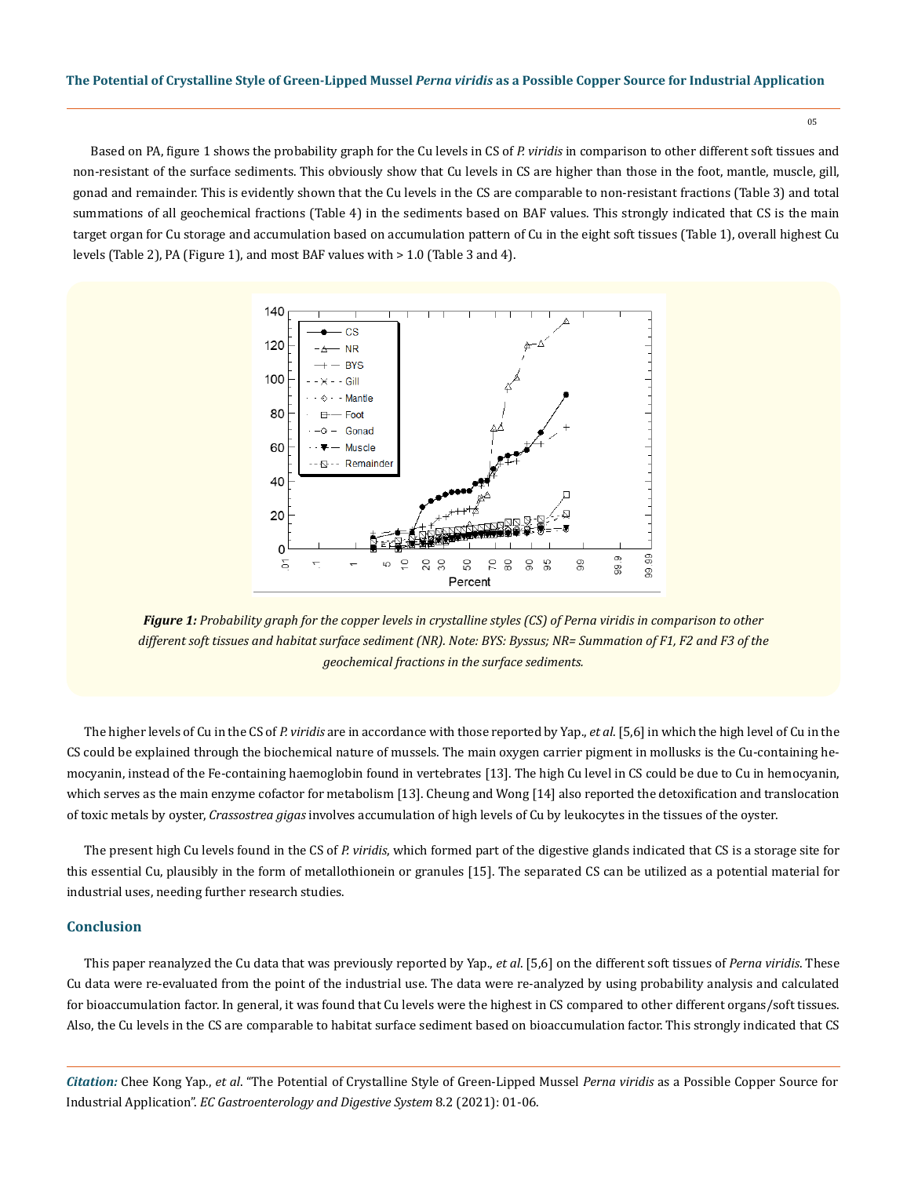Based on PA, figure 1 shows the probability graph for the Cu levels in CS of *P. viridis* in comparison to other different soft tissues and non-resistant of the surface sediments. This obviously show that Cu levels in CS are higher than those in the foot, mantle, muscle, gill, gonad and remainder. This is evidently shown that the Cu levels in the CS are comparable to non-resistant fractions (Table 3) and total summations of all geochemical fractions (Table 4) in the sediments based on BAF values. This strongly indicated that CS is the main target organ for Cu storage and accumulation based on accumulation pattern of Cu in the eight soft tissues (Table 1), overall highest Cu levels (Table 2), PA (Figure 1), and most BAF values with > 1.0 (Table 3 and 4).

***Figure 1:*** *Probability graph for the copper levels in crystalline styles (CS) of Perna viridis in comparison to other different soft tissues and habitat surface sediment (NR). Note: BYS: Byssus; NR= Summation of F1, F2 and F3 of the geochemical fractions in the surface sediments.*

The higher levels of Cu in the CS of *P. viridis* are in accordance with those reported by Yap., *et al*. [5,6] in which the high level of Cu in the CS could be explained through the biochemical nature of mussels. The main oxygen carrier pigment in mollusks is the Cu-containing hemocyanin, instead of the Fe-containing haemoglobin found in vertebrates [13]. The high Cu level in CS could be due to Cu in hemocyanin, which serves as the main enzyme cofactor for metabolism [13]. Cheung and Wong [14] also reported the detoxification and translocation of toxic metals by oyster, *Crassostrea gigas* involves accumulation of high levels of Cu by leukocytes in the tissues of the oyster.

The present high Cu levels found in the CS of *P. viridis*, which formed part of the digestive glands indicated that CS is a storage site for this essential Cu, plausibly in the form of metallothionein or granules [15]. The separated CS can be utilized as a potential material for industrial uses, needing further research studies.

## Conclusion

This paper reanalyzed the Cu data that was previously reported by Yap., *et al*. [5,6] on the different soft tissues of *Perna viridis*. These Cu data were re-evaluated from the point of the industrial use. The data were re-analyzed by using probability analysis and calculated for bioaccumulation factor. In general, it was found that Cu levels were the highest in CS compared to other different organs/soft tissues. Also, the Cu levels in the CS are comparable to habitat surface sediment based on bioaccumulation factor. This strongly indicated that CS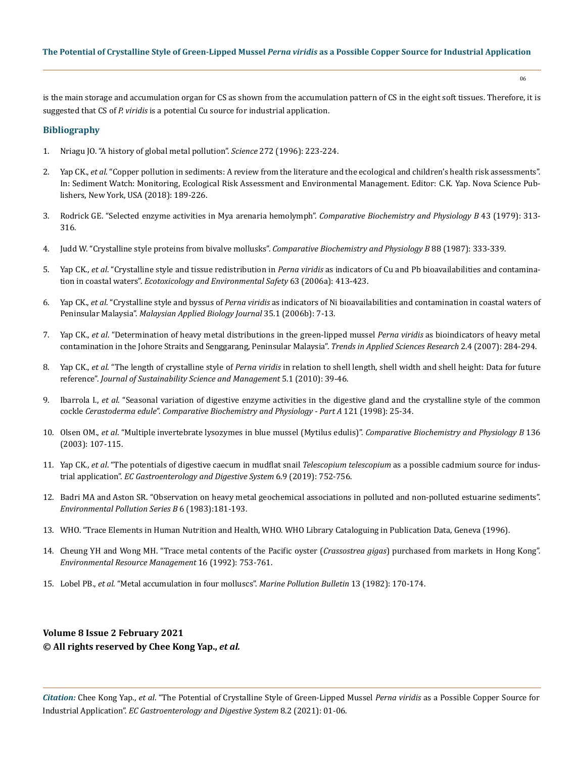is the main storage and accumulation organ for CS as shown from the accumulation pattern of CS in the eight soft tissues. Therefore, it is suggested that CS of *P. viridis* is a potential Cu source for industrial application.

## Bibliography

1. Nriagu JO. "A history of global metal pollution". *Science* 272 (1996): 223-224.
2. Yap CK., *et al*. "Copper pollution in sediments: A review from the literature and the ecological and children's health risk assessments". In: Sediment Watch: Monitoring, Ecological Risk Assessment and Environmental Management. Editor: C.K. Yap. Nova Science Publishers, New York, USA (2018): 189-226.
3. Rodrick GE. "Selected enzyme activities in Mya arenaria hemolymph". *Comparative Biochemistry and Physiology B* 43 (1979): 313-316.
4. Judd W. "Crystalline style proteins from bivalve mollusks". *Comparative Biochemistry and Physiology B* 88 (1987): 333-339.
5. Yap CK., *et al*. "Crystalline style and tissue redistribution in *Perna viridis* as indicators of Cu and Pb bioavailabilities and contamination in coastal waters". *Ecotoxicology and Environmental Safety* 63 (2006a): 413-423.
6. Yap CK., *et al*. "Crystalline style and byssus of *Perna viridis* as indicators of Ni bioavailabilities and contamination in coastal waters of Peninsular Malaysia". *Malaysian Applied Biology Journal* 35.1 (2006b): 7-13.
7. Yap CK., *et al*. "Determination of heavy metal distributions in the green-lipped mussel *Perna viridis* as bioindicators of heavy metal contamination in the Johore Straits and Senggarang, Peninsular Malaysia". *Trends in Applied Sciences Research* 2.4 (2007): 284-294.
8. Yap CK., *et al*. "The length of crystalline style of *Perna viridis* in relation to shell length, shell width and shell height: Data for future reference". *Journal of Sustainability Science and Management* 5.1 (2010): 39-46.
9. Ibarrola I., *et al*. "Seasonal variation of digestive enzyme activities in the digestive gland and the crystalline style of the common cockle *Cerastoderma edule*". *Comparative Biochemistry and Physiology - Part A* 121 (1998): 25-34.
10. Olsen OM., *et al*. "Multiple invertebrate lysozymes in blue mussel (Mytilus edulis)". *Comparative Biochemistry and Physiology B* 136 (2003): 107-115.
11. Yap CK., *et al*. "The potentials of digestive caecum in mudflat snail *Telescopium telescopium* as a possible cadmium source for industrial application". *EC Gastroenterology and Digestive System* 6.9 (2019): 752-756.
12. Badri MA and Aston SR. "Observation on heavy metal geochemical associations in polluted and non-polluted estuarine sediments". *Environmental Pollution Series B* 6 (1983):181-193.
13. WHO. "Trace Elements in Human Nutrition and Health, WHO. WHO Library Cataloguing in Publication Data, Geneva (1996).
14. Cheung YH and Wong MH. "Trace metal contents of the Pacific oyster (*Crassostrea gigas*) purchased from markets in Hong Kong". *Environmental Resource Management* 16 (1992): 753-761.
15. Lobel PB., *et al*. "Metal accumulation in four molluscs". *Marine Pollution Bulletin* 13 (1982): 170-174.

**Volume 8 Issue 2 February 2021**
**© All rights reserved by Chee Kong Yap., *et al.***